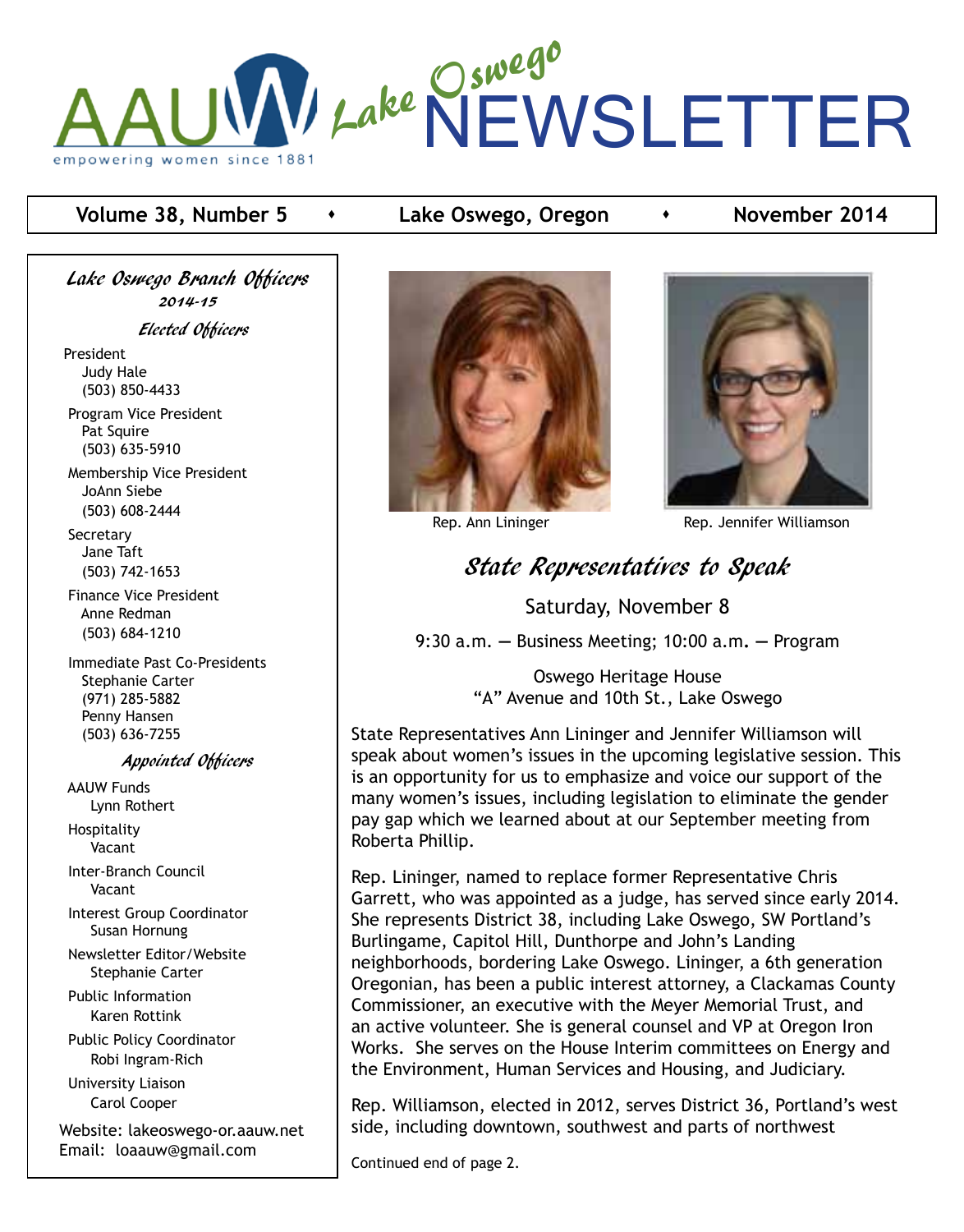# AAUW Lake Oswego NEWSLETTER

empowering women since 1881

**Volume 38, Number 5** • **Lake Oswego, Oregon** • **November 2014**

## *Lake Oswego Branch Officers*

***2014-15***

### *Elected Officers*

President
Judy Hale
(503) 850-4433

Program Vice President
Pat Squire
(503) 635-5910

Membership Vice President
JoAnn Siebe
(503) 608-2444

Secretary
Jane Taft
(503) 742-1653

Finance Vice President
Anne Redman
(503) 684-1210

Immediate Past Co-Presidents
Stephanie Carter
(971) 285-5882
Penny Hansen
(503) 636-7255

### *Appointed Officers*

AAUW Funds
Lynn Rothert

Hospitality
Vacant

Inter-Branch Council
Vacant

Interest Group Coordinator
Susan Hornung

Newsletter Editor/Website
Stephanie Carter

Public Information
Karen Rottink

Public Policy Coordinator
Robi Ingram-Rich

University Liaison
Carol Cooper

Website: lakeoswego-or.aauw.net
Email: loaauw@gmail.com

Rep. Ann Lininger

Rep. Jennifer Williamson

## *State Representatives to Speak*

Saturday, November 8

9:30 a.m. — Business Meeting; 10:00 a.m. — Program

Oswego Heritage House
"A" Avenue and 10th St., Lake Oswego

State Representatives Ann Lininger and Jennifer Williamson will speak about women's issues in the upcoming legislative session. This is an opportunity for us to emphasize and voice our support of the many women's issues, including legislation to eliminate the gender pay gap which we learned about at our September meeting from Roberta Phillip.

Rep. Lininger, named to replace former Representative Chris Garrett, who was appointed as a judge, has served since early 2014. She represents District 38, including Lake Oswego, SW Portland's Burlingame, Capitol Hill, Dunthorpe and John's Landing neighborhoods, bordering Lake Oswego. Lininger, a 6th generation Oregonian, has been a public interest attorney, a Clackamas County Commissioner, an executive with the Meyer Memorial Trust, and an active volunteer. She is general counsel and VP at Oregon Iron Works. She serves on the House Interim committees on Energy and the Environment, Human Services and Housing, and Judiciary.

Rep. Williamson, elected in 2012, serves District 36, Portland's west side, including downtown, southwest and parts of northwest

Continued end of page 2.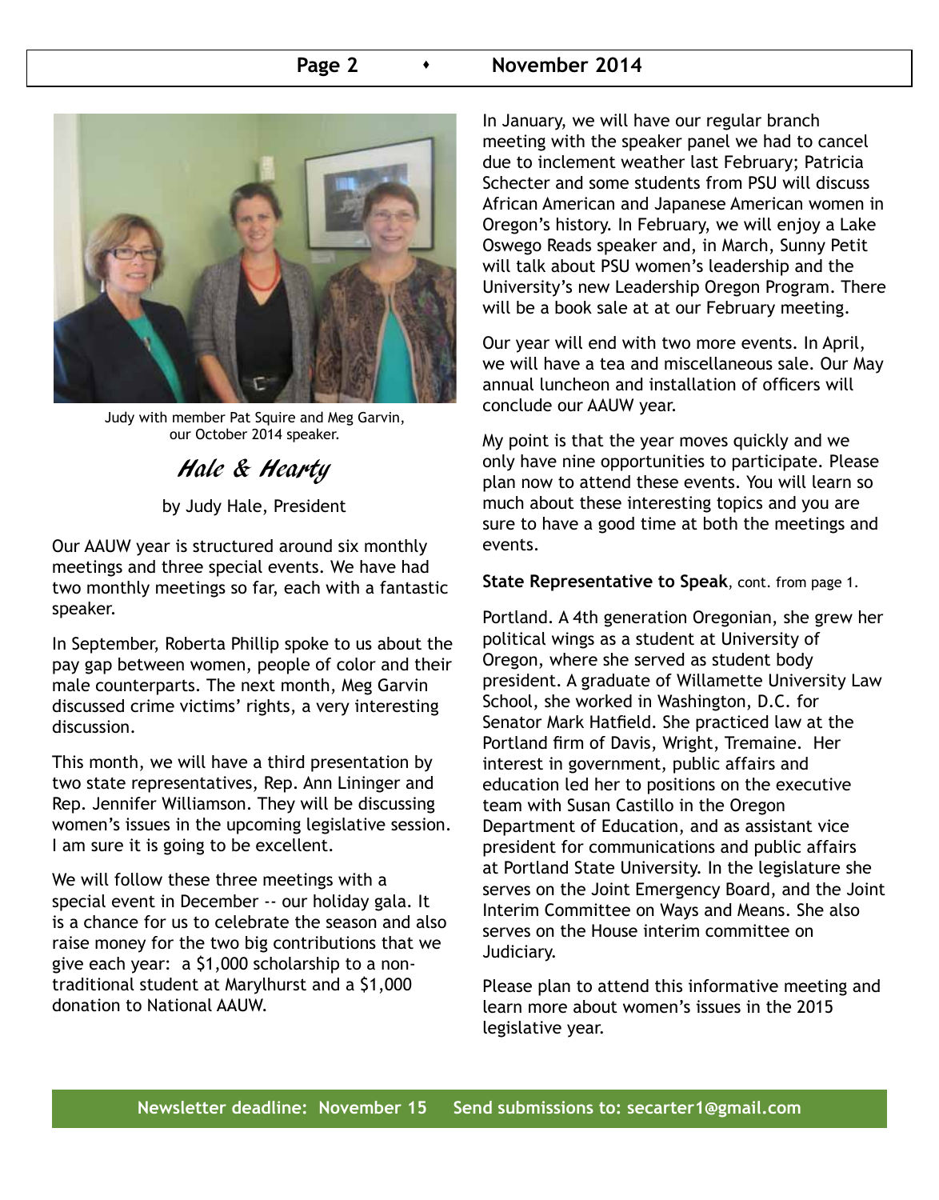Judy with member Pat Squire and Meg Garvin, our October 2014 speaker.

## Hale & Hearty

by Judy Hale, President

Our AAUW year is structured around six monthly meetings and three special events. We have had two monthly meetings so far, each with a fantastic speaker.

In September, Roberta Phillip spoke to us about the pay gap between women, people of color and their male counterparts. The next month, Meg Garvin discussed crime victims' rights, a very interesting discussion.

This month, we will have a third presentation by two state representatives, Rep. Ann Lininger and Rep. Jennifer Williamson. They will be discussing women's issues in the upcoming legislative session. I am sure it is going to be excellent.

We will follow these three meetings with a special event in December -- our holiday gala. It is a chance for us to celebrate the season and also raise money for the two big contributions that we give each year: a $1,000 scholarship to a non-traditional student at Marylhurst and a $1,000 donation to National AAUW.

In January, we will have our regular branch meeting with the speaker panel we had to cancel due to inclement weather last February; Patricia Schecter and some students from PSU will discuss African American and Japanese American women in Oregon's history. In February, we will enjoy a Lake Oswego Reads speaker and, in March, Sunny Petit will talk about PSU women's leadership and the University's new Leadership Oregon Program. There will be a book sale at at our February meeting.

Our year will end with two more events. In April, we will have a tea and miscellaneous sale. Our May annual luncheon and installation of officers will conclude our AAUW year.

My point is that the year moves quickly and we only have nine opportunities to participate. Please plan now to attend these events. You will learn so much about these interesting topics and you are sure to have a good time at both the meetings and events.

**State Representative to Speak**, cont. from page 1.

Portland. A 4th generation Oregonian, she grew her political wings as a student at University of Oregon, where she served as student body president. A graduate of Willamette University Law School, she worked in Washington, D.C. for Senator Mark Hatfield. She practiced law at the Portland firm of Davis, Wright, Tremaine. Her interest in government, public affairs and education led her to positions on the executive team with Susan Castillo in the Oregon Department of Education, and as assistant vice president for communications and public affairs at Portland State University. In the legislature she serves on the Joint Emergency Board, and the Joint Interim Committee on Ways and Means. She also serves on the House interim committee on Judiciary.

Please plan to attend this informative meeting and learn more about women's issues in the 2015 legislative year.

**Newsletter deadline: November 15 Send submissions to: secarter1@gmail.com**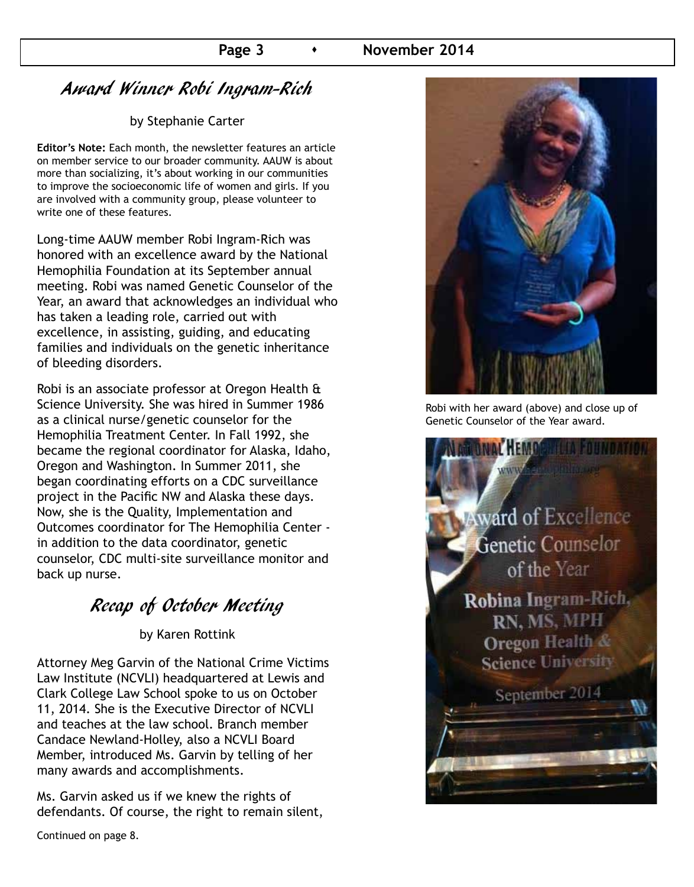## Award Winner Robi Ingram-Rich

by Stephanie Carter

**Editor's Note:** Each month, the newsletter features an article on member service to our broader community. AAUW is about more than socializing, it's about working in our communities to improve the socioeconomic life of women and girls. If you are involved with a community group, please volunteer to write one of these features.

Long-time AAUW member Robi Ingram-Rich was honored with an excellence award by the National Hemophilia Foundation at its September annual meeting. Robi was named Genetic Counselor of the Year, an award that acknowledges an individual who has taken a leading role, carried out with excellence, in assisting, guiding, and educating families and individuals on the genetic inheritance of bleeding disorders.

Robi is an associate professor at Oregon Health & Science University. She was hired in Summer 1986 as a clinical nurse/genetic counselor for the Hemophilia Treatment Center. In Fall 1992, she became the regional coordinator for Alaska, Idaho, Oregon and Washington. In Summer 2011, she began coordinating efforts on a CDC surveillance project in the Pacific NW and Alaska these days. Now, she is the Quality, Implementation and Outcomes coordinator for The Hemophilia Center - in addition to the data coordinator, genetic counselor, CDC multi-site surveillance monitor and back up nurse.

Robi with her award (above) and close up of Genetic Counselor of the Year award.

## Recap of October Meeting

by Karen Rottink

Attorney Meg Garvin of the National Crime Victims Law Institute (NCVLI) headquartered at Lewis and Clark College Law School spoke to us on October 11, 2014. She is the Executive Director of NCVLI and teaches at the law school. Branch member Candace Newland-Holley, also a NCVLI Board Member, introduced Ms. Garvin by telling of her many awards and accomplishments.

Ms. Garvin asked us if we knew the rights of defendants. Of course, the right to remain silent,

Continued on page 8.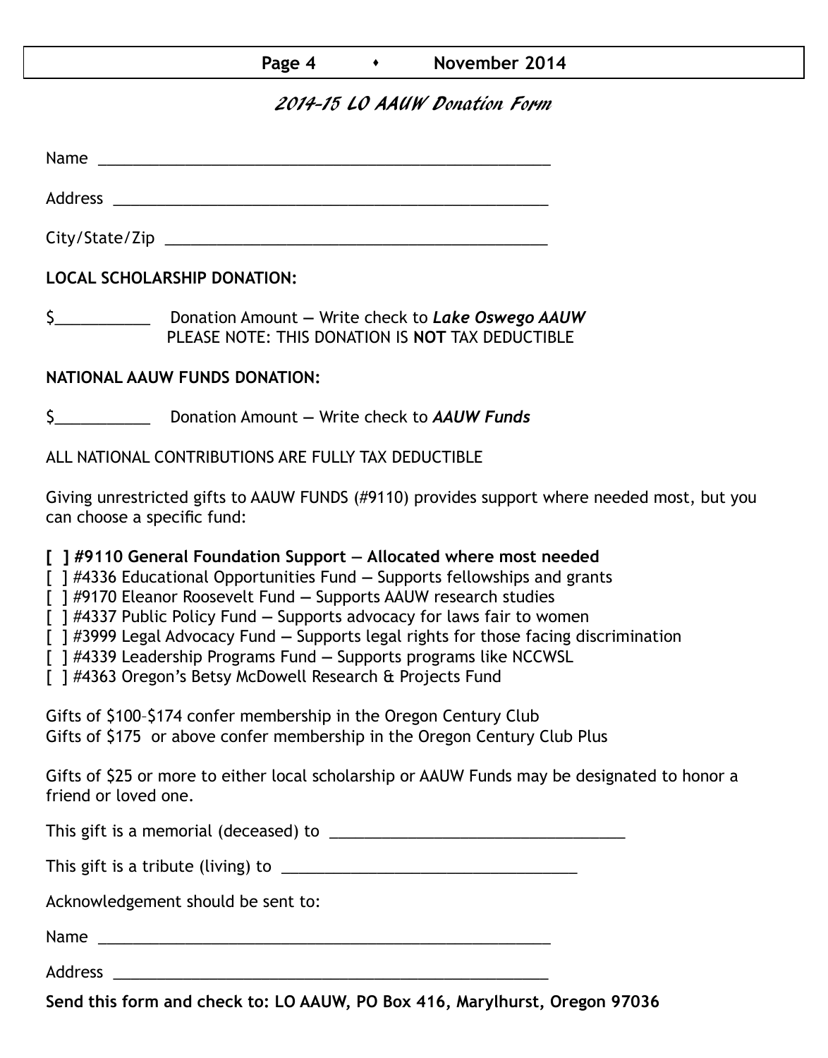# 2014–15 LO AAUW Donation Form

Name ______________________________________________________

Address ___________________________________________________

City/State/Zip _____________________________________________

**LOCAL SCHOLARSHIP DONATION:**

$___________ Donation Amount — Write check to ***Lake Oswego AAUW***
PLEASE NOTE: THIS DONATION IS **NOT** TAX DEDUCTIBLE

**NATIONAL AAUW FUNDS DONATION:**

$___________ Donation Amount — Write check to ***AAUW Funds***

ALL NATIONAL CONTRIBUTIONS ARE FULLY TAX DEDUCTIBLE

Giving unrestricted gifts to AAUW FUNDS (#9110) provides support where needed most, but you can choose a specific fund:

**[ ] #9110 General Foundation Support — Allocated where most needed**
[ ] #4336 Educational Opportunities Fund — Supports fellowships and grants
[ ] #9170 Eleanor Roosevelt Fund — Supports AAUW research studies
[ ] #4337 Public Policy Fund — Supports advocacy for laws fair to women
[ ] #3999 Legal Advocacy Fund — Supports legal rights for those facing discrimination
[ ] #4339 Leadership Programs Fund — Supports programs like NCCWSL
[ ] #4363 Oregon's Betsy McDowell Research & Projects Fund

Gifts of $100–$174 confer membership in the Oregon Century Club
Gifts of $175 or above confer membership in the Oregon Century Club Plus

Gifts of $25 or more to either local scholarship or AAUW Funds may be designated to honor a friend or loved one.

This gift is a memorial (deceased) to ________________________________

This gift is a tribute (living) to ________________________________

Acknowledgement should be sent to:

Name ______________________________________________________

Address ___________________________________________________

**Send this form and check to: LO AAUW, PO Box 416, Marylhurst, Oregon 97036**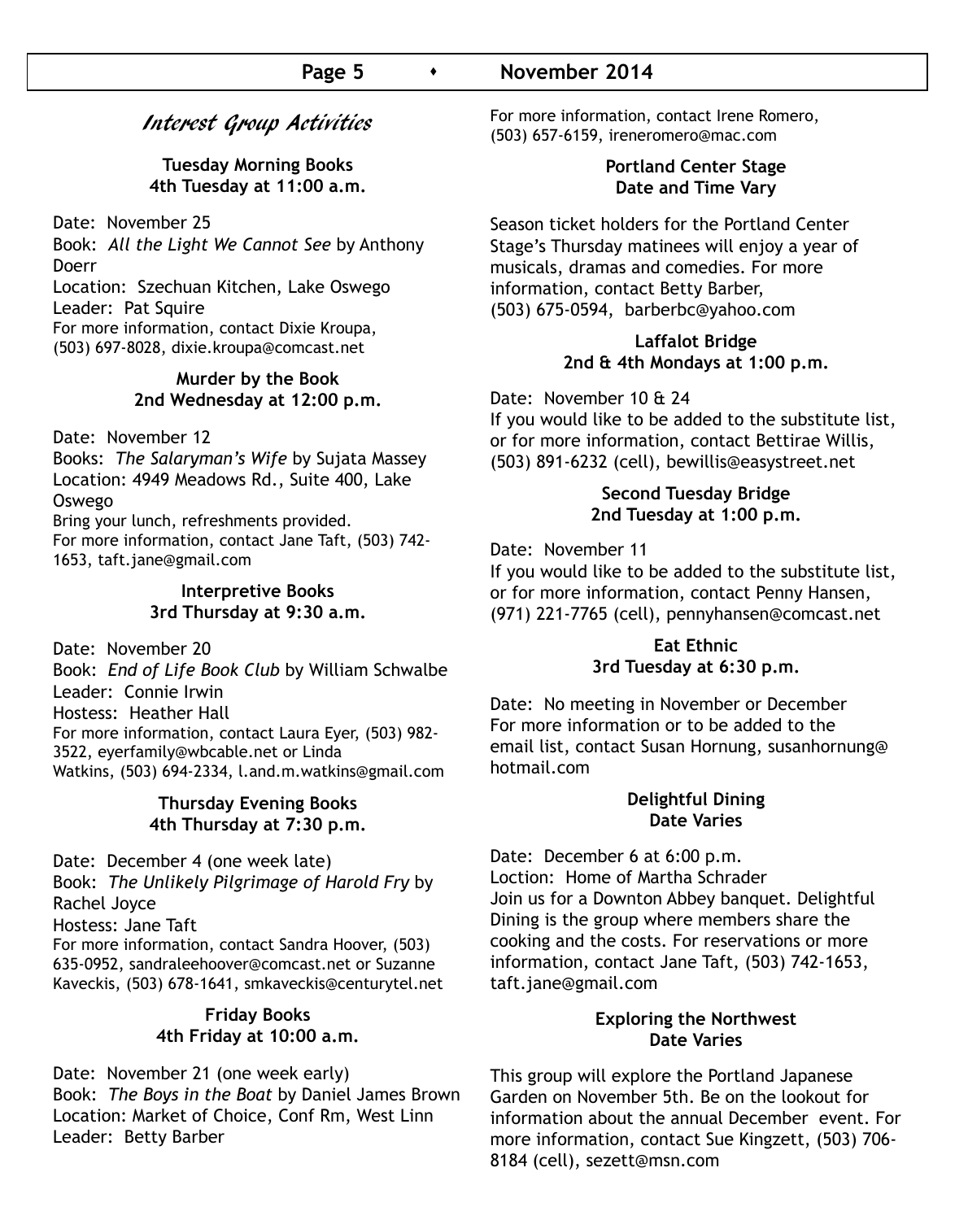## *Interest Group Activities*

### Tuesday Morning Books
**4th Tuesday at 11:00 a.m.**

Date: November 25
Book: *All the Light We Cannot See* by Anthony Doerr
Location: Szechuan Kitchen, Lake Oswego
Leader: Pat Squire
For more information, contact Dixie Kroupa, (503) 697-8028, dixie.kroupa@comcast.net

### Murder by the Book
**2nd Wednesday at 12:00 p.m.**

Date: November 12
Books: *The Salaryman's Wife* by Sujata Massey
Location: 4949 Meadows Rd., Suite 400, Lake Oswego
Bring your lunch, refreshments provided.
For more information, contact Jane Taft, (503) 742-1653, taft.jane@gmail.com

### Interpretive Books
**3rd Thursday at 9:30 a.m.**

Date: November 20
Book: *End of Life Book Club* by William Schwalbe
Leader: Connie Irwin
Hostess: Heather Hall
For more information, contact Laura Eyer, (503) 982-3522, eyerfamily@wbcable.net or Linda Watkins, (503) 694-2334, l.and.m.watkins@gmail.com

### Thursday Evening Books
**4th Thursday at 7:30 p.m.**

Date: December 4 (one week late)
Book: *The Unlikely Pilgrimage of Harold Fry* by Rachel Joyce
Hostess: Jane Taft
For more information, contact Sandra Hoover, (503) 635-0952, sandraleehoover@comcast.net or Suzanne Kaveckis, (503) 678-1641, smkaveckis@centurytel.net

### Friday Books
**4th Friday at 10:00 a.m.**

Date: November 21 (one week early)
Book: *The Boys in the Boat* by Daniel James Brown
Location: Market of Choice, Conf Rm, West Linn
Leader: Betty Barber
For more information, contact Irene Romero, (503) 657-6159, ireneromero@mac.com

### Portland Center Stage
**Date and Time Vary**

Season ticket holders for the Portland Center Stage's Thursday matinees will enjoy a year of musicals, dramas and comedies. For more information, contact Betty Barber, (503) 675-0594, barberbc@yahoo.com

### Laffalot Bridge
**2nd & 4th Mondays at 1:00 p.m.**

Date: November 10 & 24
If you would like to be added to the substitute list, or for more information, contact Bettirae Willis, (503) 891-6232 (cell), bewillis@easystreet.net

### Second Tuesday Bridge
**2nd Tuesday at 1:00 p.m.**

Date: November 11
If you would like to be added to the substitute list, or for more information, contact Penny Hansen, (971) 221-7765 (cell), pennyhansen@comcast.net

### Eat Ethnic
**3rd Tuesday at 6:30 p.m.**

Date: No meeting in November or December
For more information or to be added to the email list, contact Susan Hornung, susanhornung@hotmail.com

### Delightful Dining
**Date Varies**

Date: December 6 at 6:00 p.m.
Loction: Home of Martha Schrader
Join us for a Downton Abbey banquet. Delightful Dining is the group where members share the cooking and the costs. For reservations or more information, contact Jane Taft, (503) 742-1653, taft.jane@gmail.com

### Exploring the Northwest
**Date Varies**

This group will explore the Portland Japanese Garden on November 5th. Be on the lookout for information about the annual December event. For more information, contact Sue Kingzett, (503) 706-8184 (cell), sezett@msn.com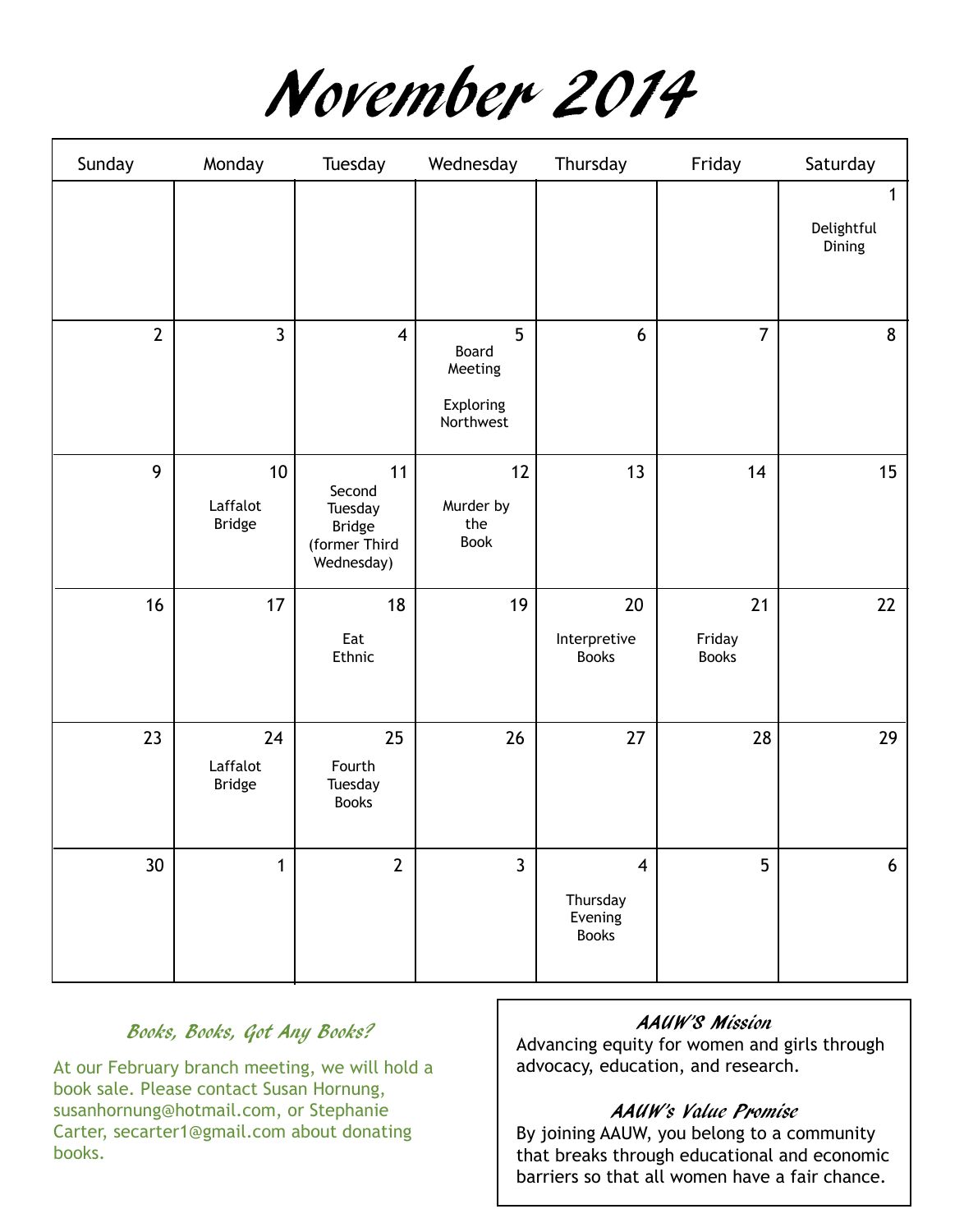# November 2014

| Sunday | Monday | Tuesday | Wednesday | Thursday | Friday | Saturday |
|---|---|---|---|---|---|---|
| | | | | | | 1 Delightful Dining |
| 2 | 3 | 4 | 5 Board Meeting; Exploring Northwest | 6 | 7 | 8 |
| 9 | 10 Laffalot Bridge | 11 Second Tuesday Bridge (former Third Wednesday) | 12 Murder by the Book | 13 | 14 | 15 |
| 16 | 17 | 18 Eat Ethnic | 19 | 20 Interpretive Books | 21 Friday Books | 22 |
| 23 | 24 Laffalot Bridge | 25 Fourth Tuesday Books | 26 | 27 | 28 | 29 |
| 30 | 1 | 2 | 3 | 4 Thursday Evening Books | 5 | 6 |

### *Books, Books, Got Any Books?*

At our February branch meeting, we will hold a book sale. Please contact Susan Hornung, susanhornung@hotmail.com, or Stephanie Carter, secarter1@gmail.com about donating books.

### *AAUW'S Mission*

Advancing equity for women and girls through advocacy, education, and research.

### *AAUW's Value Promise*

By joining AAUW, you belong to a community that breaks through educational and economic barriers so that all women have a fair chance.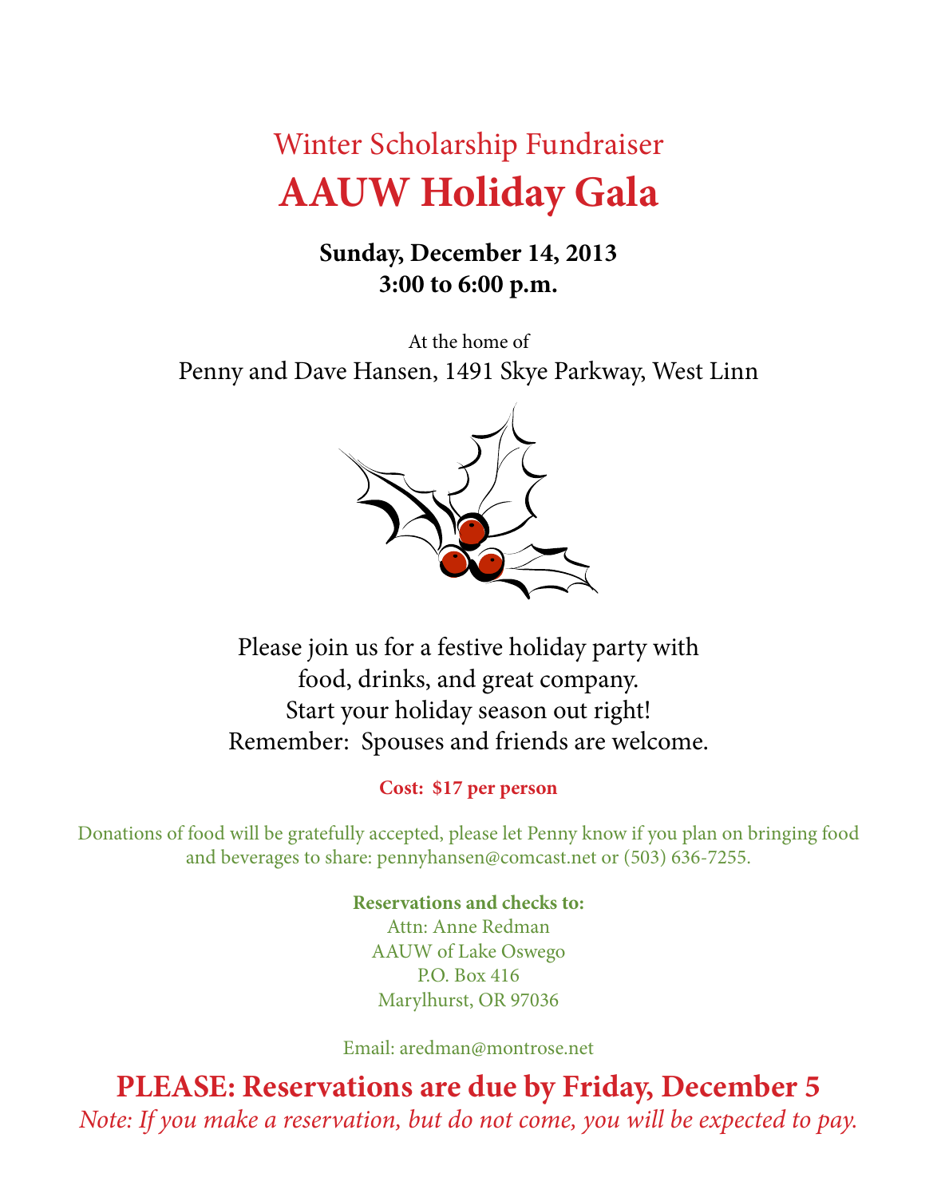Winter Scholarship Fundraiser

# AAUW Holiday Gala

**Sunday, December 14, 2013**
**3:00 to 6:00 p.m.**

At the home of
Penny and Dave Hansen, 1491 Skye Parkway, West Linn

Please join us for a festive holiday party with
food, drinks, and great company.
Start your holiday season out right!
Remember: Spouses and friends are welcome.

**Cost: $17 per person**

Donations of food will be gratefully accepted, please let Penny know if you plan on bringing food and beverages to share: pennyhansen@comcast.net or (503) 636-7255.

**Reservations and checks to:**
Attn: Anne Redman
AAUW of Lake Oswego
P.O. Box 416
Marylhurst, OR 97036

Email: aredman@montrose.net

**PLEASE: Reservations are due by Friday, December 5**

*Note: If you make a reservation, but do not come, you will be expected to pay.*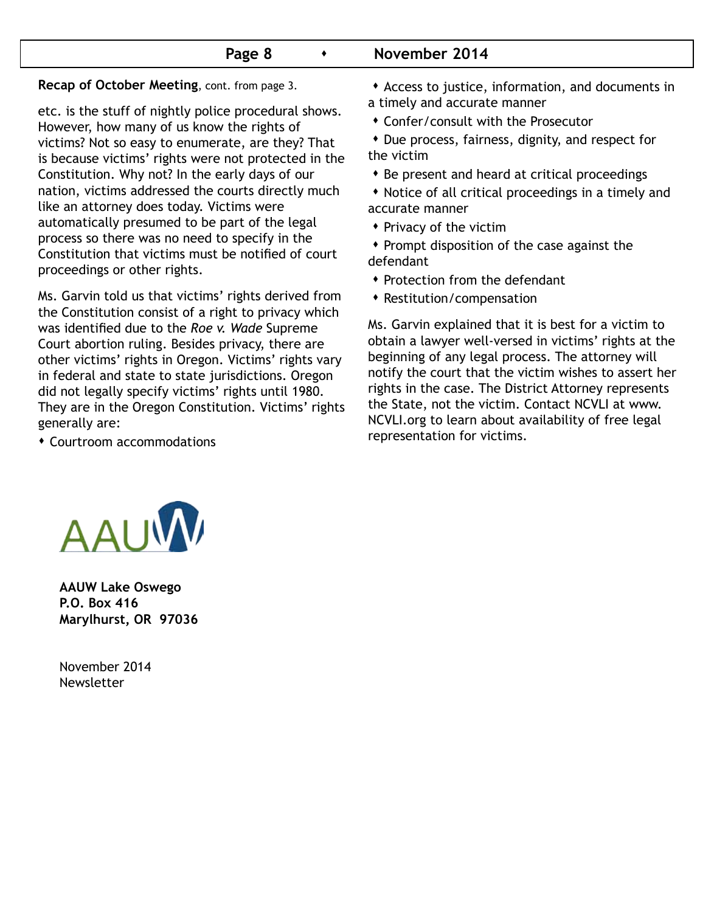**Recap of October Meeting**, cont. from page 3.

etc. is the stuff of nightly police procedural shows. However, how many of us know the rights of victims? Not so easy to enumerate, are they? That is because victims' rights were not protected in the Constitution. Why not? In the early days of our nation, victims addressed the courts directly much like an attorney does today. Victims were automatically presumed to be part of the legal process so there was no need to specify in the Constitution that victims must be notified of court proceedings or other rights.

Ms. Garvin told us that victims' rights derived from the Constitution consist of a right to privacy which was identified due to the *Roe v. Wade* Supreme Court abortion ruling. Besides privacy, there are other victims' rights in Oregon. Victims' rights vary in federal and state to state jurisdictions. Oregon did not legally specify victims' rights until 1980. They are in the Oregon Constitution. Victims' rights generally are:

- Courtroom accommodations
- Access to justice, information, and documents in a timely and accurate manner
- Confer/consult with the Prosecutor
- Due process, fairness, dignity, and respect for the victim
- Be present and heard at critical proceedings
- Notice of all critical proceedings in a timely and accurate manner
- Privacy of the victim
- Prompt disposition of the case against the defendant
- Protection from the defendant
- Restitution/compensation

Ms. Garvin explained that it is best for a victim to obtain a lawyer well-versed in victims' rights at the beginning of any legal process. The attorney will notify the court that the victim wishes to assert her rights in the case. The District Attorney represents the State, not the victim. Contact NCVLI at www.NCVLI.org to learn about availability of free legal representation for victims.

AAUW

**AAUW Lake Oswego**
**P.O. Box 416**
**Marylhurst, OR 97036**

November 2014
Newsletter